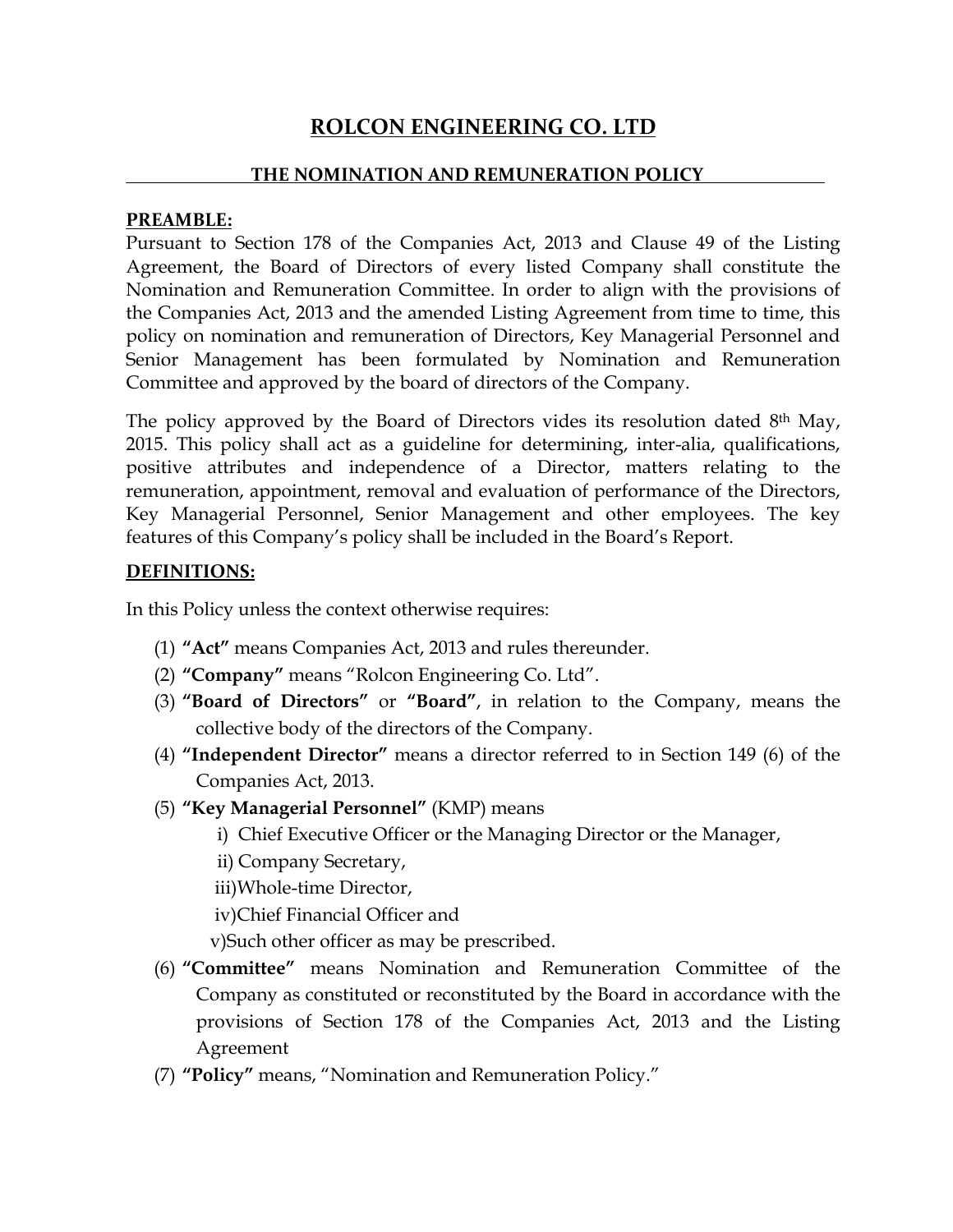# ROLCON ENGINEERING CO. LTD

## THE NOMINATION AND REMUNERATION POLICY

**PREAMBLE:**

Pursuant to Section 178 of the Companies Act, 2013 and Clause 49 of the Listing Agreement, the Board of Directors of every listed Company shall constitute the Nomination and Remuneration Committee. In order to align with the provisions of the Companies Act, 2013 and the amended Listing Agreement from time to time, this policy on nomination and remuneration of Directors, Key Managerial Personnel and Senior Management has been formulated by Nomination and Remuneration Committee and approved by the board of directors of the Company.

The policy approved by the Board of Directors vides its resolution dated 8th May, 2015. This policy shall act as a guideline for determining, inter-alia, qualifications, positive attributes and independence of a Director, matters relating to the remuneration, appointment, removal and evaluation of performance of the Directors, Key Managerial Personnel, Senior Management and other employees. The key features of this Company's policy shall be included in the Board's Report.

**DEFINITIONS:**

In this Policy unless the context otherwise requires:

(1) **"Act"** means Companies Act, 2013 and rules thereunder.

(2) **"Company"** means "Rolcon Engineering Co. Ltd".

(3) **"Board of Directors"** or **"Board"**, in relation to the Company, means the collective body of the directors of the Company.

(4) **"Independent Director"** means a director referred to in Section 149 (6) of the Companies Act, 2013.

(5) **"Key Managerial Personnel"** (KMP) means

- i) Chief Executive Officer or the Managing Director or the Manager,
- ii) Company Secretary,
- iii) Whole-time Director,
- iv) Chief Financial Officer and
- v) Such other officer as may be prescribed.

(6) **"Committee"** means Nomination and Remuneration Committee of the Company as constituted or reconstituted by the Board in accordance with the provisions of Section 178 of the Companies Act, 2013 and the Listing Agreement

(7) **"Policy"** means, "Nomination and Remuneration Policy."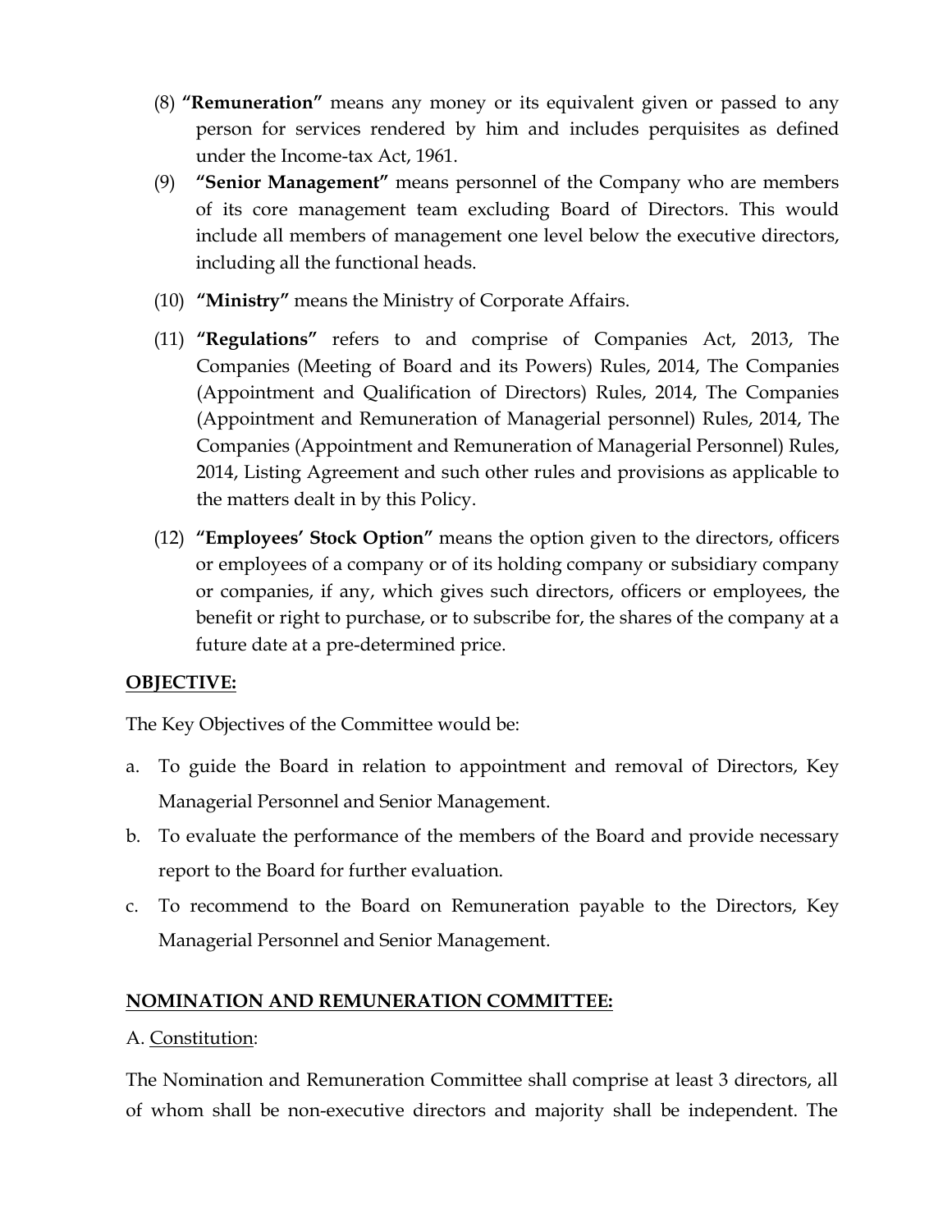(8) **"Remuneration"** means any money or its equivalent given or passed to any person for services rendered by him and includes perquisites as defined under the Income-tax Act, 1961.

(9) **"Senior Management"** means personnel of the Company who are members of its core management team excluding Board of Directors. This would include all members of management one level below the executive directors, including all the functional heads.

(10) **"Ministry"** means the Ministry of Corporate Affairs.

(11) **"Regulations"** refers to and comprise of Companies Act, 2013, The Companies (Meeting of Board and its Powers) Rules, 2014, The Companies (Appointment and Qualification of Directors) Rules, 2014, The Companies (Appointment and Remuneration of Managerial personnel) Rules, 2014, The Companies (Appointment and Remuneration of Managerial Personnel) Rules, 2014, Listing Agreement and such other rules and provisions as applicable to the matters dealt in by this Policy.

(12) **"Employees' Stock Option"** means the option given to the directors, officers or employees of a company or of its holding company or subsidiary company or companies, if any, which gives such directors, officers or employees, the benefit or right to purchase, or to subscribe for, the shares of the company at a future date at a pre-determined price.

**OBJECTIVE:**

The Key Objectives of the Committee would be:

a. To guide the Board in relation to appointment and removal of Directors, Key Managerial Personnel and Senior Management.
b. To evaluate the performance of the members of the Board and provide necessary report to the Board for further evaluation.
c. To recommend to the Board on Remuneration payable to the Directors, Key Managerial Personnel and Senior Management.

**NOMINATION AND REMUNERATION COMMITTEE:**

A. Constitution:

The Nomination and Remuneration Committee shall comprise at least 3 directors, all of whom shall be non-executive directors and majority shall be independent. The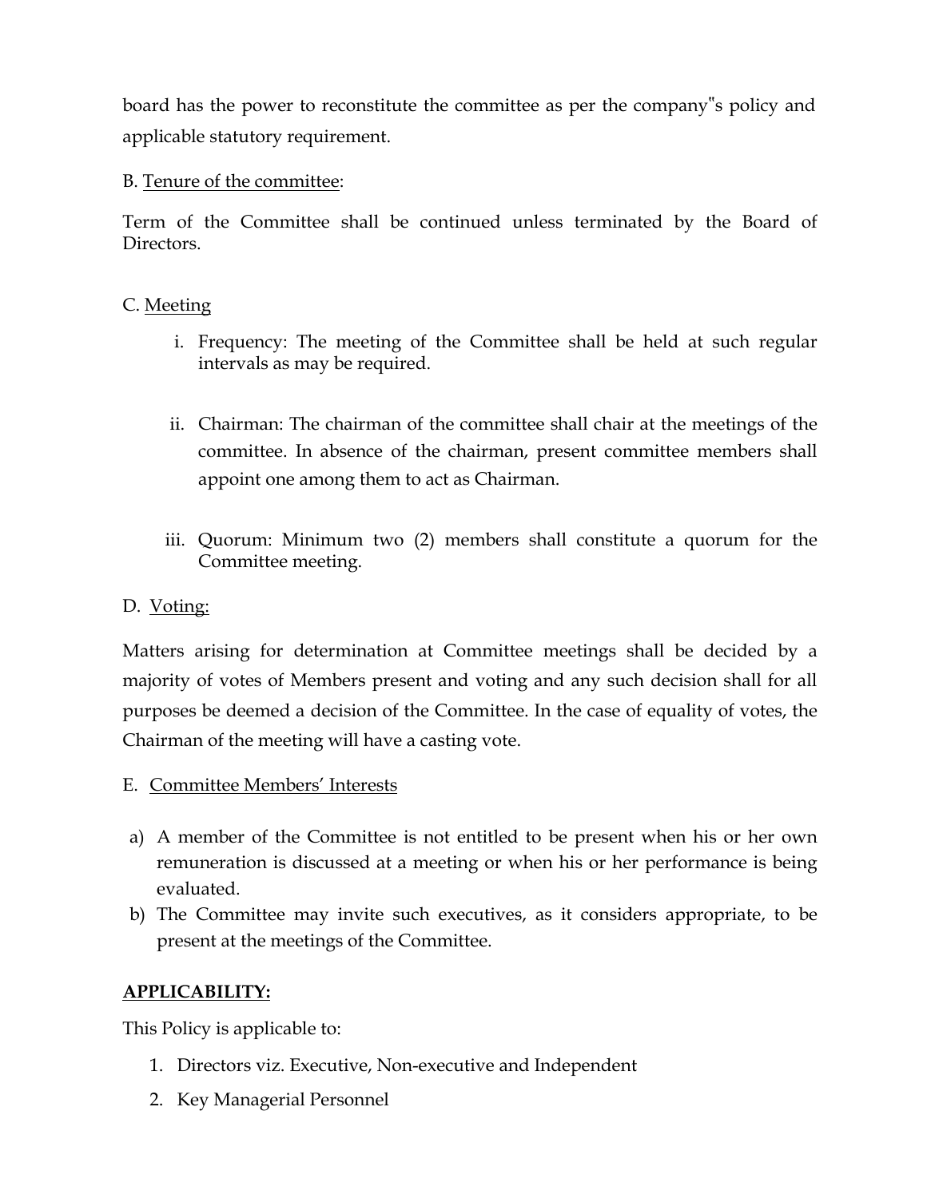board has the power to reconstitute the committee as per the company"s policy and applicable statutory requirement.

B. <u>Tenure of the committee</u>:

Term of the Committee shall be continued unless terminated by the Board of Directors.

C. <u>Meeting</u>

i. Frequency: The meeting of the Committee shall be held at such regular intervals as may be required.

ii. Chairman: The chairman of the committee shall chair at the meetings of the committee. In absence of the chairman, present committee members shall appoint one among them to act as Chairman.

iii. Quorum: Minimum two (2) members shall constitute a quorum for the Committee meeting.

D. <u>Voting:</u>

Matters arising for determination at Committee meetings shall be decided by a majority of votes of Members present and voting and any such decision shall for all purposes be deemed a decision of the Committee. In the case of equality of votes, the Chairman of the meeting will have a casting vote.

E. <u>Committee Members' Interests</u>

a) A member of the Committee is not entitled to be present when his or her own remuneration is discussed at a meeting or when his or her performance is being evaluated.
b) The Committee may invite such executives, as it considers appropriate, to be present at the meetings of the Committee.

**<u>APPLICABILITY:</u>**

This Policy is applicable to:

1. Directors viz. Executive, Non-executive and Independent
2. Key Managerial Personnel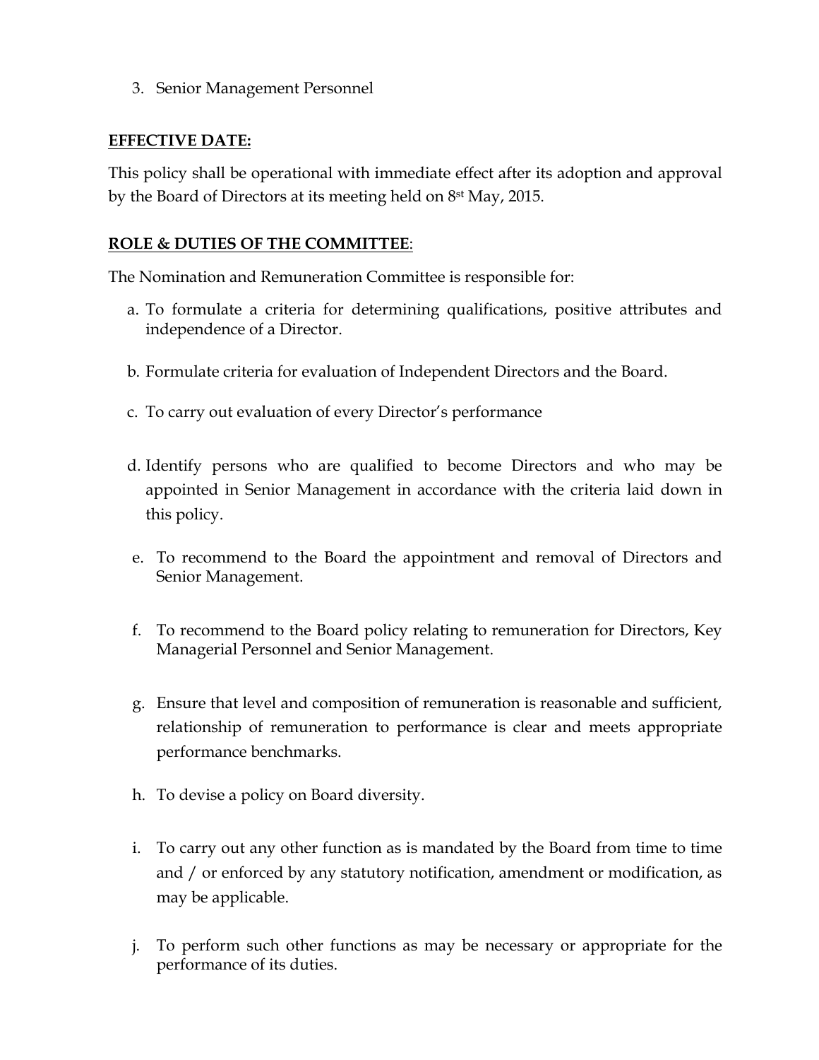3. Senior Management Personnel

**EFFECTIVE DATE:**

This policy shall be operational with immediate effect after its adoption and approval by the Board of Directors at its meeting held on 8st May, 2015.

**ROLE & DUTIES OF THE COMMITTEE**:

The Nomination and Remuneration Committee is responsible for:

a. To formulate a criteria for determining qualifications, positive attributes and independence of a Director.

b. Formulate criteria for evaluation of Independent Directors and the Board.

c. To carry out evaluation of every Director's performance

d. Identify persons who are qualified to become Directors and who may be appointed in Senior Management in accordance with the criteria laid down in this policy.

e. To recommend to the Board the appointment and removal of Directors and Senior Management.

f. To recommend to the Board policy relating to remuneration for Directors, Key Managerial Personnel and Senior Management.

g. Ensure that level and composition of remuneration is reasonable and sufficient, relationship of remuneration to performance is clear and meets appropriate performance benchmarks.

h. To devise a policy on Board diversity.

i. To carry out any other function as is mandated by the Board from time to time and / or enforced by any statutory notification, amendment or modification, as may be applicable.

j. To perform such other functions as may be necessary or appropriate for the performance of its duties.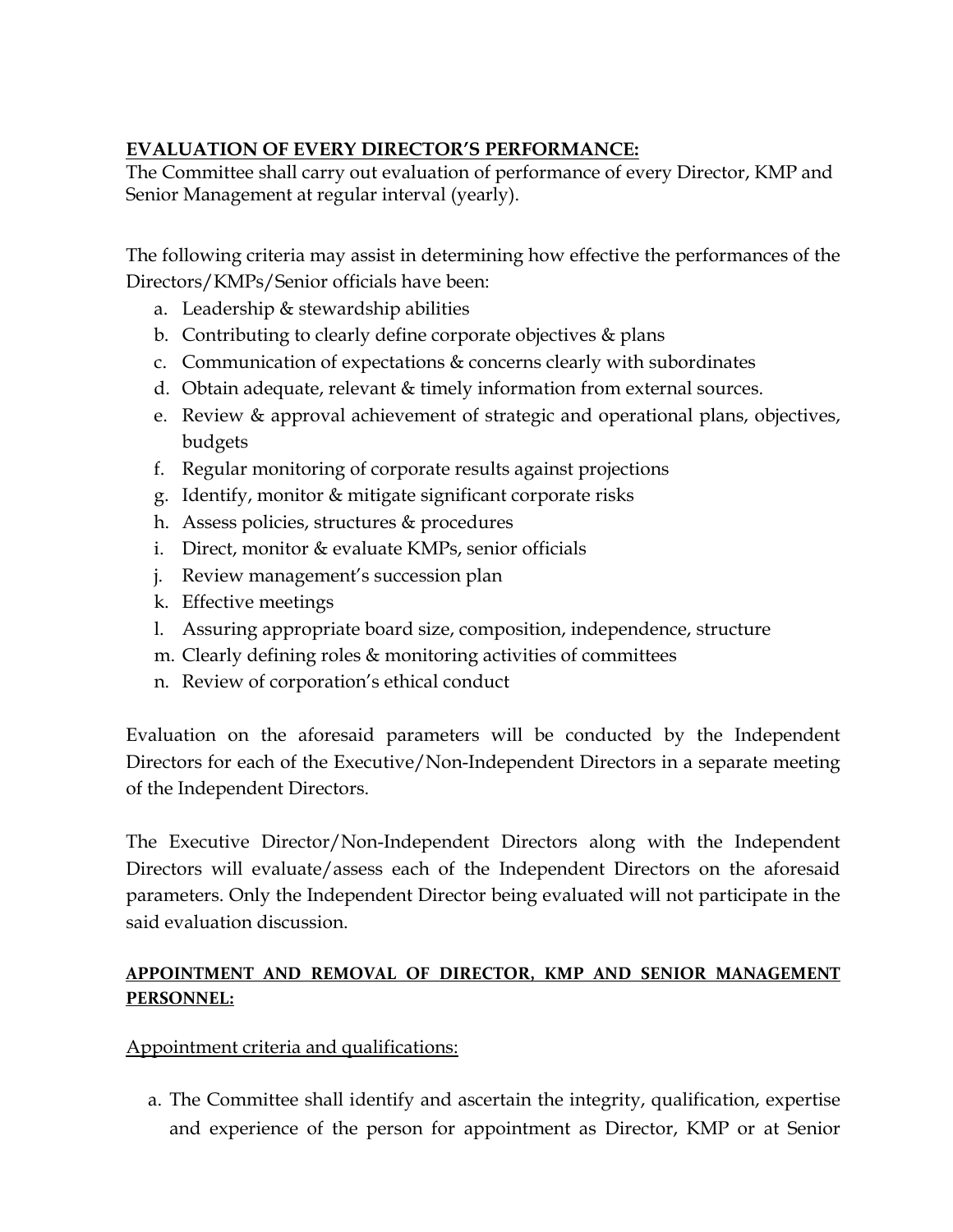**EVALUATION OF EVERY DIRECTOR'S PERFORMANCE:**

The Committee shall carry out evaluation of performance of every Director, KMP and Senior Management at regular interval (yearly).

The following criteria may assist in determining how effective the performances of the Directors/KMPs/Senior officials have been:

a. Leadership & stewardship abilities
b. Contributing to clearly define corporate objectives & plans
c. Communication of expectations & concerns clearly with subordinates
d. Obtain adequate, relevant & timely information from external sources.
e. Review & approval achievement of strategic and operational plans, objectives, budgets
f. Regular monitoring of corporate results against projections
g. Identify, monitor & mitigate significant corporate risks
h. Assess policies, structures & procedures
i. Direct, monitor & evaluate KMPs, senior officials
j. Review management's succession plan
k. Effective meetings
l. Assuring appropriate board size, composition, independence, structure
m. Clearly defining roles & monitoring activities of committees
n. Review of corporation's ethical conduct

Evaluation on the aforesaid parameters will be conducted by the Independent Directors for each of the Executive/Non-Independent Directors in a separate meeting of the Independent Directors.

The Executive Director/Non-Independent Directors along with the Independent Directors will evaluate/assess each of the Independent Directors on the aforesaid parameters. Only the Independent Director being evaluated will not participate in the said evaluation discussion.

**APPOINTMENT AND REMOVAL OF DIRECTOR, KMP AND SENIOR MANAGEMENT PERSONNEL:**

Appointment criteria and qualifications:

a. The Committee shall identify and ascertain the integrity, qualification, expertise and experience of the person for appointment as Director, KMP or at Senior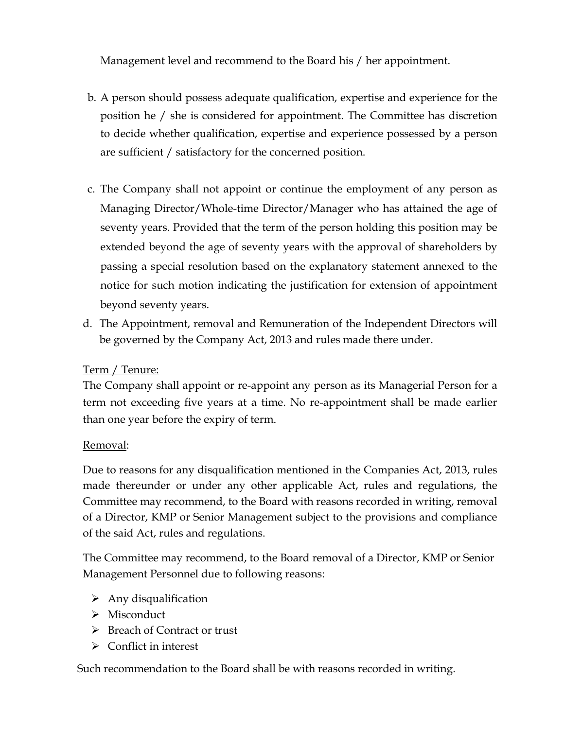Management level and recommend to the Board his / her appointment.

b. A person should possess adequate qualification, expertise and experience for the position he / she is considered for appointment. The Committee has discretion to decide whether qualification, expertise and experience possessed by a person are sufficient / satisfactory for the concerned position.

c. The Company shall not appoint or continue the employment of any person as Managing Director/Whole-time Director/Manager who has attained the age of seventy years. Provided that the term of the person holding this position may be extended beyond the age of seventy years with the approval of shareholders by passing a special resolution based on the explanatory statement annexed to the notice for such motion indicating the justification for extension of appointment beyond seventy years.

d. The Appointment, removal and Remuneration of the Independent Directors will be governed by the Company Act, 2013 and rules made there under.

<u>Term / Tenure:</u>

The Company shall appoint or re-appoint any person as its Managerial Person for a term not exceeding five years at a time. No re-appointment shall be made earlier than one year before the expiry of term.

<u>Removal</u>:

Due to reasons for any disqualification mentioned in the Companies Act, 2013, rules made thereunder or under any other applicable Act, rules and regulations, the Committee may recommend, to the Board with reasons recorded in writing, removal of a Director, KMP or Senior Management subject to the provisions and compliance of the said Act, rules and regulations.

The Committee may recommend, to the Board removal of a Director, KMP or Senior Management Personnel due to following reasons:

- Any disqualification
- Misconduct
- Breach of Contract or trust
- Conflict in interest

Such recommendation to the Board shall be with reasons recorded in writing.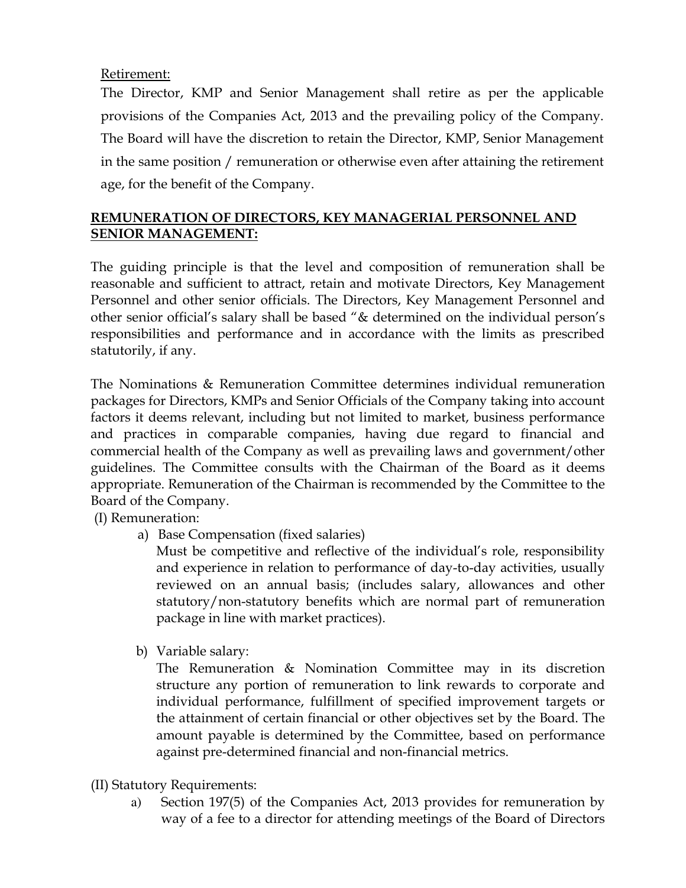Retirement:

The Director, KMP and Senior Management shall retire as per the applicable provisions of the Companies Act, 2013 and the prevailing policy of the Company. The Board will have the discretion to retain the Director, KMP, Senior Management in the same position / remuneration or otherwise even after attaining the retirement age, for the benefit of the Company.

## **REMUNERATION OF DIRECTORS, KEY MANAGERIAL PERSONNEL AND SENIOR MANAGEMENT:**

The guiding principle is that the level and composition of remuneration shall be reasonable and sufficient to attract, retain and motivate Directors, Key Management Personnel and other senior officials. The Directors, Key Management Personnel and other senior official's salary shall be based "& determined on the individual person's responsibilities and performance and in accordance with the limits as prescribed statutorily, if any.

The Nominations & Remuneration Committee determines individual remuneration packages for Directors, KMPs and Senior Officials of the Company taking into account factors it deems relevant, including but not limited to market, business performance and practices in comparable companies, having due regard to financial and commercial health of the Company as well as prevailing laws and government/other guidelines. The Committee consults with the Chairman of the Board as it deems appropriate. Remuneration of the Chairman is recommended by the Committee to the Board of the Company.

(I) Remuneration:

a) Base Compensation (fixed salaries)

   Must be competitive and reflective of the individual's role, responsibility and experience in relation to performance of day-to-day activities, usually reviewed on an annual basis; (includes salary, allowances and other statutory/non-statutory benefits which are normal part of remuneration package in line with market practices).

b) Variable salary:

   The Remuneration & Nomination Committee may in its discretion structure any portion of remuneration to link rewards to corporate and individual performance, fulfillment of specified improvement targets or the attainment of certain financial or other objectives set by the Board. The amount payable is determined by the Committee, based on performance against pre-determined financial and non-financial metrics.

(II) Statutory Requirements:

a) Section 197(5) of the Companies Act, 2013 provides for remuneration by way of a fee to a director for attending meetings of the Board of Directors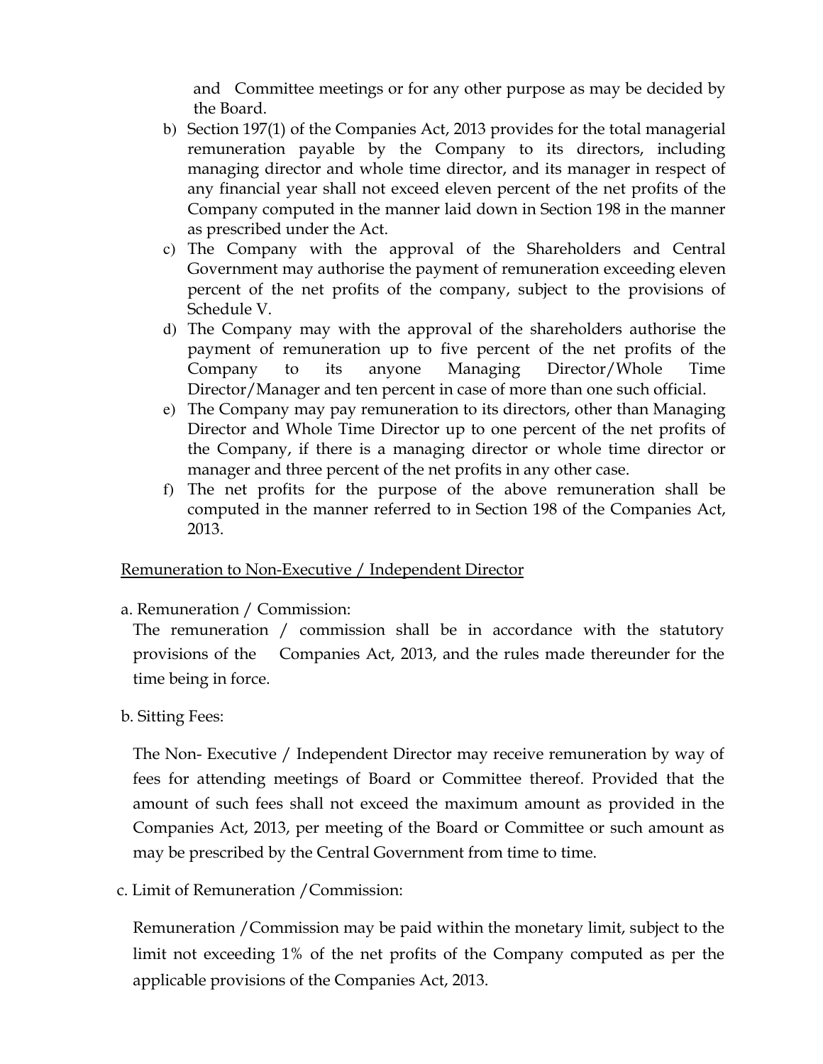and Committee meetings or for any other purpose as may be decided by the Board.

b) Section 197(1) of the Companies Act, 2013 provides for the total managerial remuneration payable by the Company to its directors, including managing director and whole time director, and its manager in respect of any financial year shall not exceed eleven percent of the net profits of the Company computed in the manner laid down in Section 198 in the manner as prescribed under the Act.
c) The Company with the approval of the Shareholders and Central Government may authorise the payment of remuneration exceeding eleven percent of the net profits of the company, subject to the provisions of Schedule V.
d) The Company may with the approval of the shareholders authorise the payment of remuneration up to five percent of the net profits of the Company to its anyone Managing Director/Whole Time Director/Manager and ten percent in case of more than one such official.
e) The Company may pay remuneration to its directors, other than Managing Director and Whole Time Director up to one percent of the net profits of the Company, if there is a managing director or whole time director or manager and three percent of the net profits in any other case.
f) The net profits for the purpose of the above remuneration shall be computed in the manner referred to in Section 198 of the Companies Act, 2013.

<u>Remuneration to Non-Executive / Independent Director</u>

a. Remuneration / Commission:

The remuneration / commission shall be in accordance with the statutory provisions of the Companies Act, 2013, and the rules made thereunder for the time being in force.

b. Sitting Fees:

The Non- Executive / Independent Director may receive remuneration by way of fees for attending meetings of Board or Committee thereof. Provided that the amount of such fees shall not exceed the maximum amount as provided in the Companies Act, 2013, per meeting of the Board or Committee or such amount as may be prescribed by the Central Government from time to time.

c. Limit of Remuneration /Commission:

Remuneration /Commission may be paid within the monetary limit, subject to the limit not exceeding 1% of the net profits of the Company computed as per the applicable provisions of the Companies Act, 2013.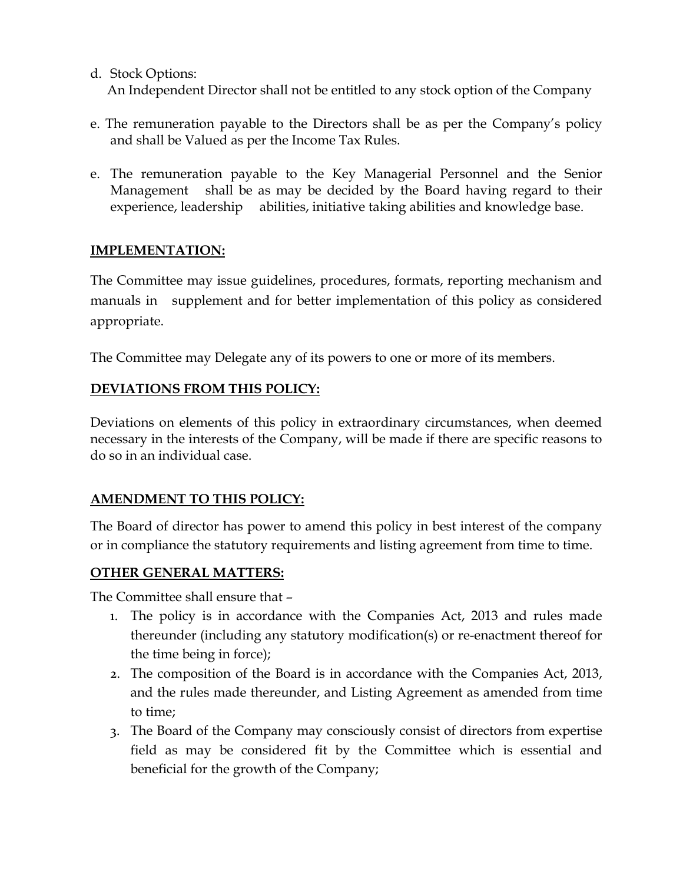d. Stock Options:
   An Independent Director shall not be entitled to any stock option of the Company

e. The remuneration payable to the Directors shall be as per the Company's policy and shall be Valued as per the Income Tax Rules.

e. The remuneration payable to the Key Managerial Personnel and the Senior Management shall be as may be decided by the Board having regard to their experience, leadership abilities, initiative taking abilities and knowledge base.

**<u>IMPLEMENTATION:</u>**

The Committee may issue guidelines, procedures, formats, reporting mechanism and manuals in supplement and for better implementation of this policy as considered appropriate.

The Committee may Delegate any of its powers to one or more of its members.

**<u>DEVIATIONS FROM THIS POLICY:</u>**

Deviations on elements of this policy in extraordinary circumstances, when deemed necessary in the interests of the Company, will be made if there are specific reasons to do so in an individual case.

**<u>AMENDMENT TO THIS POLICY:</u>**

The Board of director has power to amend this policy in best interest of the company or in compliance the statutory requirements and listing agreement from time to time.

**<u>OTHER GENERAL MATTERS:</u>**

The Committee shall ensure that –

1. The policy is in accordance with the Companies Act, 2013 and rules made thereunder (including any statutory modification(s) or re-enactment thereof for the time being in force);
2. The composition of the Board is in accordance with the Companies Act, 2013, and the rules made thereunder, and Listing Agreement as amended from time to time;
3. The Board of the Company may consciously consist of directors from expertise field as may be considered fit by the Committee which is essential and beneficial for the growth of the Company;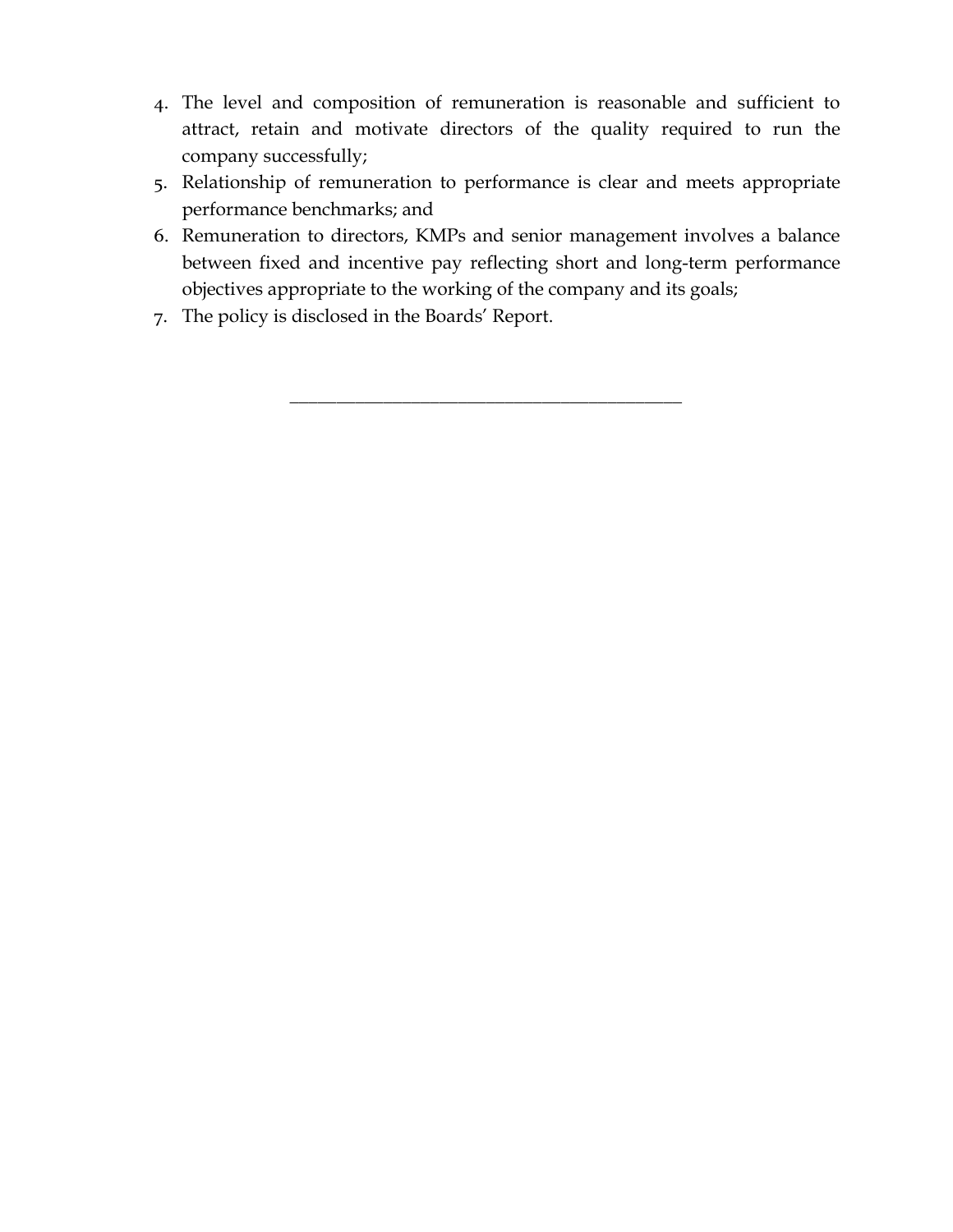4. The level and composition of remuneration is reasonable and sufficient to attract, retain and motivate directors of the quality required to run the company successfully;
5. Relationship of remuneration to performance is clear and meets appropriate performance benchmarks; and
6. Remuneration to directors, KMPs and senior management involves a balance between fixed and incentive pay reflecting short and long-term performance objectives appropriate to the working of the company and its goals;
7. The policy is disclosed in the Boards' Report.

---